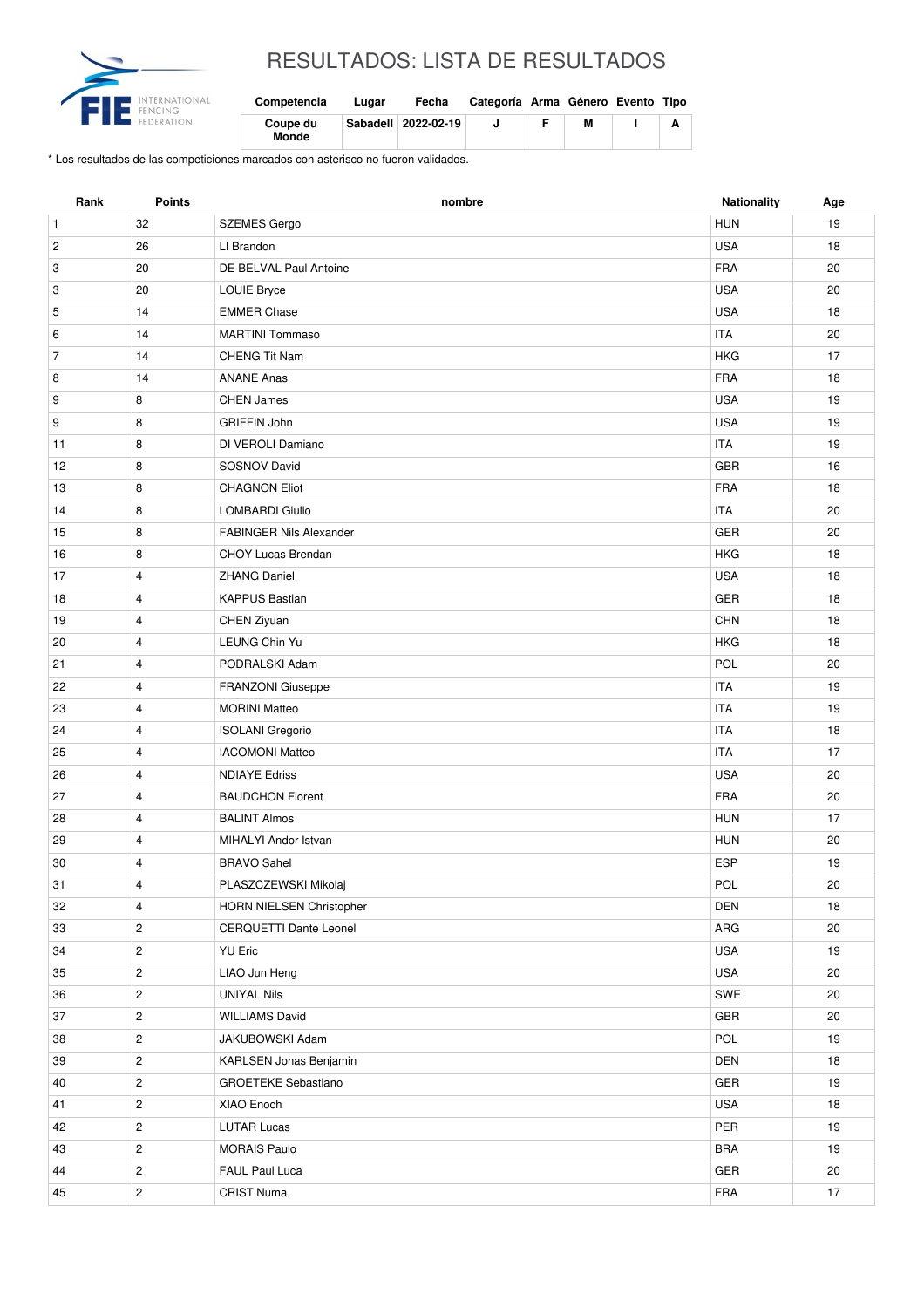# RESULTADOS: LISTA DE RESULTADOS

| Competencia | Lugar | Fecha | Categoría | Arma | Género | Evento | Tipo |
| --- | --- | --- | --- | --- | --- | --- | --- |
| Coupe du Monde | Sabadell | 2022-02-19 | J | F | M | I | A |

* Los resultados de las competiciones marcados con asterisco no fueron validados.

| Rank | Points | nombre | Nationality | Age |
| --- | --- | --- | --- | --- |
| 1 | 32 | SZEMES Gergo | HUN | 19 |
| 2 | 26 | LI Brandon | USA | 18 |
| 3 | 20 | DE BELVAL Paul Antoine | FRA | 20 |
| 3 | 20 | LOUIE Bryce | USA | 20 |
| 5 | 14 | EMMER Chase | USA | 18 |
| 6 | 14 | MARTINI Tommaso | ITA | 20 |
| 7 | 14 | CHENG Tit Nam | HKG | 17 |
| 8 | 14 | ANANE Anas | FRA | 18 |
| 9 | 8 | CHEN James | USA | 19 |
| 9 | 8 | GRIFFIN John | USA | 19 |
| 11 | 8 | DI VEROLI Damiano | ITA | 19 |
| 12 | 8 | SOSNOV David | GBR | 16 |
| 13 | 8 | CHAGNON Eliot | FRA | 18 |
| 14 | 8 | LOMBARDI Giulio | ITA | 20 |
| 15 | 8 | FABINGER Nils Alexander | GER | 20 |
| 16 | 8 | CHOY Lucas Brendan | HKG | 18 |
| 17 | 4 | ZHANG Daniel | USA | 18 |
| 18 | 4 | KAPPUS Bastian | GER | 18 |
| 19 | 4 | CHEN Ziyuan | CHN | 18 |
| 20 | 4 | LEUNG Chin Yu | HKG | 18 |
| 21 | 4 | PODRALSKI Adam | POL | 20 |
| 22 | 4 | FRANZONI Giuseppe | ITA | 19 |
| 23 | 4 | MORINI Matteo | ITA | 19 |
| 24 | 4 | ISOLANI Gregorio | ITA | 18 |
| 25 | 4 | IACOMONI Matteo | ITA | 17 |
| 26 | 4 | NDIAYE Edriss | USA | 20 |
| 27 | 4 | BAUDCHON Florent | FRA | 20 |
| 28 | 4 | BALINT Almos | HUN | 17 |
| 29 | 4 | MIHALYI Andor Istvan | HUN | 20 |
| 30 | 4 | BRAVO Sahel | ESP | 19 |
| 31 | 4 | PLASZCZEWSKI Mikolaj | POL | 20 |
| 32 | 4 | HORN NIELSEN Christopher | DEN | 18 |
| 33 | 2 | CERQUETTI Dante Leonel | ARG | 20 |
| 34 | 2 | YU Eric | USA | 19 |
| 35 | 2 | LIAO Jun Heng | USA | 20 |
| 36 | 2 | UNIYAL Nils | SWE | 20 |
| 37 | 2 | WILLIAMS David | GBR | 20 |
| 38 | 2 | JAKUBOWSKI Adam | POL | 19 |
| 39 | 2 | KARLSEN Jonas Benjamin | DEN | 18 |
| 40 | 2 | GROETEKE Sebastiano | GER | 19 |
| 41 | 2 | XIAO Enoch | USA | 18 |
| 42 | 2 | LUTAR Lucas | PER | 19 |
| 43 | 2 | MORAIS Paulo | BRA | 19 |
| 44 | 2 | FAUL Paul Luca | GER | 20 |
| 45 | 2 | CRIST Numa | FRA | 17 |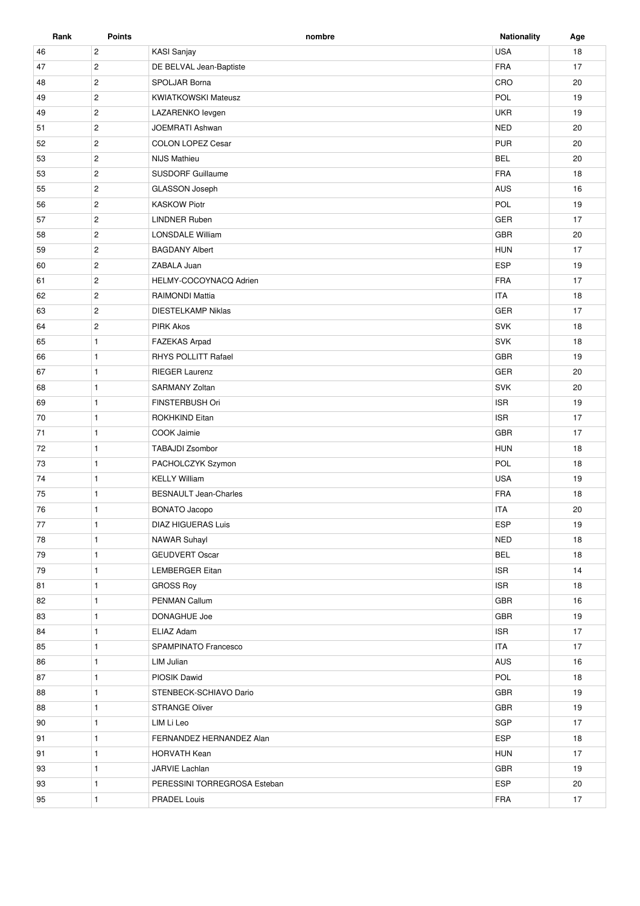| Rank | Points | nombre | Nationality | Age |
|---|---|---|---|---|
| 46 | 2 | KASI Sanjay | USA | 18 |
| 47 | 2 | DE BELVAL Jean-Baptiste | FRA | 17 |
| 48 | 2 | SPOLJAR Borna | CRO | 20 |
| 49 | 2 | KWIATKOWSKI Mateusz | POL | 19 |
| 49 | 2 | LAZARENKO Ievgen | UKR | 19 |
| 51 | 2 | JOEMRATI Ashwan | NED | 20 |
| 52 | 2 | COLON LOPEZ Cesar | PUR | 20 |
| 53 | 2 | NIJS Mathieu | BEL | 20 |
| 53 | 2 | SUSDORF Guillaume | FRA | 18 |
| 55 | 2 | GLASSON Joseph | AUS | 16 |
| 56 | 2 | KASKOW Piotr | POL | 19 |
| 57 | 2 | LINDNER Ruben | GER | 17 |
| 58 | 2 | LONSDALE William | GBR | 20 |
| 59 | 2 | BAGDANY Albert | HUN | 17 |
| 60 | 2 | ZABALA Juan | ESP | 19 |
| 61 | 2 | HELMY-COCOYNACQ Adrien | FRA | 17 |
| 62 | 2 | RAIMONDI Mattia | ITA | 18 |
| 63 | 2 | DIESTELKAMP Niklas | GER | 17 |
| 64 | 2 | PIRK Akos | SVK | 18 |
| 65 | 1 | FAZEKAS Arpad | SVK | 18 |
| 66 | 1 | RHYS POLLITT Rafael | GBR | 19 |
| 67 | 1 | RIEGER Laurenz | GER | 20 |
| 68 | 1 | SARMANY Zoltan | SVK | 20 |
| 69 | 1 | FINSTERBUSH Ori | ISR | 19 |
| 70 | 1 | ROKHKIND Eitan | ISR | 17 |
| 71 | 1 | COOK Jaimie | GBR | 17 |
| 72 | 1 | TABAJDI Zsombor | HUN | 18 |
| 73 | 1 | PACHOLCZYK Szymon | POL | 18 |
| 74 | 1 | KELLY William | USA | 19 |
| 75 | 1 | BESNAULT Jean-Charles | FRA | 18 |
| 76 | 1 | BONATO Jacopo | ITA | 20 |
| 77 | 1 | DIAZ HIGUERAS Luis | ESP | 19 |
| 78 | 1 | NAWAR Suhayl | NED | 18 |
| 79 | 1 | GEUDVERT Oscar | BEL | 18 |
| 79 | 1 | LEMBERGER Eitan | ISR | 14 |
| 81 | 1 | GROSS Roy | ISR | 18 |
| 82 | 1 | PENMAN Callum | GBR | 16 |
| 83 | 1 | DONAGHUE Joe | GBR | 19 |
| 84 | 1 | ELIAZ Adam | ISR | 17 |
| 85 | 1 | SPAMPINATO Francesco | ITA | 17 |
| 86 | 1 | LIM Julian | AUS | 16 |
| 87 | 1 | PIOSIK Dawid | POL | 18 |
| 88 | 1 | STENBECK-SCHIAVO Dario | GBR | 19 |
| 88 | 1 | STRANGE Oliver | GBR | 19 |
| 90 | 1 | LIM Li Leo | SGP | 17 |
| 91 | 1 | FERNANDEZ HERNANDEZ Alan | ESP | 18 |
| 91 | 1 | HORVATH Kean | HUN | 17 |
| 93 | 1 | JARVIE Lachlan | GBR | 19 |
| 93 | 1 | PERESSINI TORREGROSA Esteban | ESP | 20 |
| 95 | 1 | PRADEL Louis | FRA | 17 |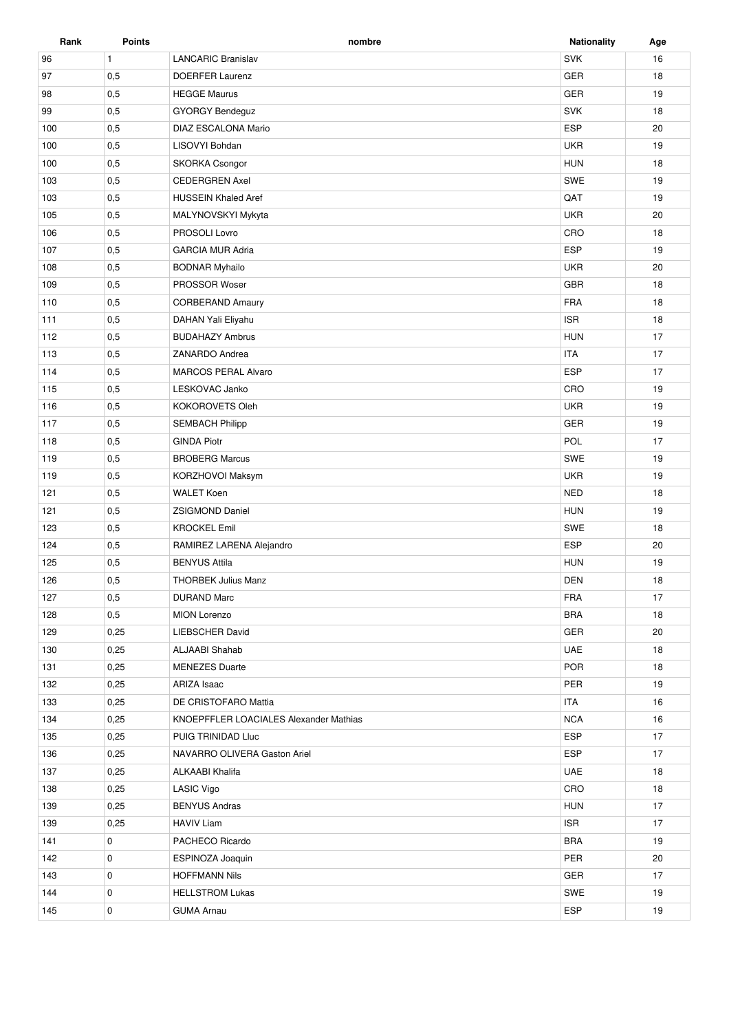| Rank | Points | nombre | Nationality | Age |
|---|---|---|---|---|
| 96 | 1 | LANCARIC Branislav | SVK | 16 |
| 97 | 0,5 | DOERFER Laurenz | GER | 18 |
| 98 | 0,5 | HEGGE Maurus | GER | 19 |
| 99 | 0,5 | GYORGY Bendeguz | SVK | 18 |
| 100 | 0,5 | DIAZ ESCALONA Mario | ESP | 20 |
| 100 | 0,5 | LISOVYI Bohdan | UKR | 19 |
| 100 | 0,5 | SKORKA Csongor | HUN | 18 |
| 103 | 0,5 | CEDERGREN Axel | SWE | 19 |
| 103 | 0,5 | HUSSEIN Khaled Aref | QAT | 19 |
| 105 | 0,5 | MALYNOVSKYI Mykyta | UKR | 20 |
| 106 | 0,5 | PROSOLI Lovro | CRO | 18 |
| 107 | 0,5 | GARCIA MUR Adria | ESP | 19 |
| 108 | 0,5 | BODNAR Myhailo | UKR | 20 |
| 109 | 0,5 | PROSSOR Woser | GBR | 18 |
| 110 | 0,5 | CORBERAND Amaury | FRA | 18 |
| 111 | 0,5 | DAHAN Yali Eliyahu | ISR | 18 |
| 112 | 0,5 | BUDAHAZY Ambrus | HUN | 17 |
| 113 | 0,5 | ZANARDO Andrea | ITA | 17 |
| 114 | 0,5 | MARCOS PERAL Alvaro | ESP | 17 |
| 115 | 0,5 | LESKOVAC Janko | CRO | 19 |
| 116 | 0,5 | KOKOROVETS Oleh | UKR | 19 |
| 117 | 0,5 | SEMBACH Philipp | GER | 19 |
| 118 | 0,5 | GINDA Piotr | POL | 17 |
| 119 | 0,5 | BROBERG Marcus | SWE | 19 |
| 119 | 0,5 | KORZHOVOI Maksym | UKR | 19 |
| 121 | 0,5 | WALET Koen | NED | 18 |
| 121 | 0,5 | ZSIGMOND Daniel | HUN | 19 |
| 123 | 0,5 | KROCKEL Emil | SWE | 18 |
| 124 | 0,5 | RAMIREZ LARENA Alejandro | ESP | 20 |
| 125 | 0,5 | BENYUS Attila | HUN | 19 |
| 126 | 0,5 | THORBEK Julius Manz | DEN | 18 |
| 127 | 0,5 | DURAND Marc | FRA | 17 |
| 128 | 0,5 | MION Lorenzo | BRA | 18 |
| 129 | 0,25 | LIEBSCHER David | GER | 20 |
| 130 | 0,25 | ALJAABI Shahab | UAE | 18 |
| 131 | 0,25 | MENEZES Duarte | POR | 18 |
| 132 | 0,25 | ARIZA Isaac | PER | 19 |
| 133 | 0,25 | DE CRISTOFARO Mattia | ITA | 16 |
| 134 | 0,25 | KNOEPFFLER LOACIALES Alexander Mathias | NCA | 16 |
| 135 | 0,25 | PUIG TRINIDAD Lluc | ESP | 17 |
| 136 | 0,25 | NAVARRO OLIVERA Gaston Ariel | ESP | 17 |
| 137 | 0,25 | ALKAABI Khalifa | UAE | 18 |
| 138 | 0,25 | LASIC Vigo | CRO | 18 |
| 139 | 0,25 | BENYUS Andras | HUN | 17 |
| 139 | 0,25 | HAVIV Liam | ISR | 17 |
| 141 | 0 | PACHECO Ricardo | BRA | 19 |
| 142 | 0 | ESPINOZA Joaquin | PER | 20 |
| 143 | 0 | HOFFMANN Nils | GER | 17 |
| 144 | 0 | HELLSTROM Lukas | SWE | 19 |
| 145 | 0 | GUMA Arnau | ESP | 19 |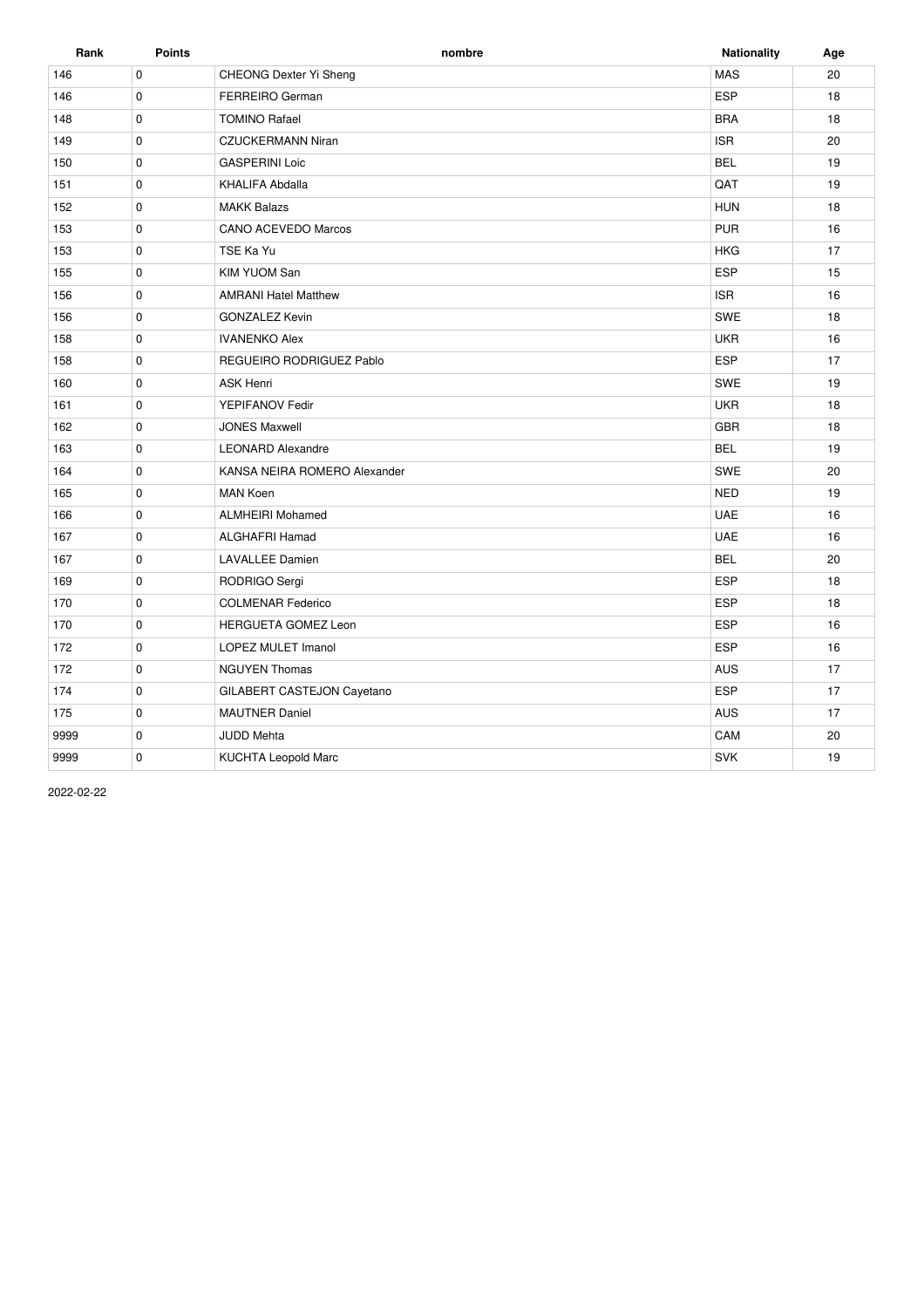| Rank | Points | nombre | Nationality | Age |
|---|---|---|---|---|
| 146 | 0 | CHEONG Dexter Yi Sheng | MAS | 20 |
| 146 | 0 | FERREIRO German | ESP | 18 |
| 148 | 0 | TOMINO Rafael | BRA | 18 |
| 149 | 0 | CZUCKERMANN Niran | ISR | 20 |
| 150 | 0 | GASPERINI Loic | BEL | 19 |
| 151 | 0 | KHALIFA Abdalla | QAT | 19 |
| 152 | 0 | MAKK Balazs | HUN | 18 |
| 153 | 0 | CANO ACEVEDO Marcos | PUR | 16 |
| 153 | 0 | TSE Ka Yu | HKG | 17 |
| 155 | 0 | KIM YUOM San | ESP | 15 |
| 156 | 0 | AMRANI Hatel Matthew | ISR | 16 |
| 156 | 0 | GONZALEZ Kevin | SWE | 18 |
| 158 | 0 | IVANENKO Alex | UKR | 16 |
| 158 | 0 | REGUEIRO RODRIGUEZ Pablo | ESP | 17 |
| 160 | 0 | ASK Henri | SWE | 19 |
| 161 | 0 | YEPIFANOV Fedir | UKR | 18 |
| 162 | 0 | JONES Maxwell | GBR | 18 |
| 163 | 0 | LEONARD Alexandre | BEL | 19 |
| 164 | 0 | KANSA NEIRA ROMERO Alexander | SWE | 20 |
| 165 | 0 | MAN Koen | NED | 19 |
| 166 | 0 | ALMHEIRI Mohamed | UAE | 16 |
| 167 | 0 | ALGHAFRI Hamad | UAE | 16 |
| 167 | 0 | LAVALLEE Damien | BEL | 20 |
| 169 | 0 | RODRIGO Sergi | ESP | 18 |
| 170 | 0 | COLMENAR Federico | ESP | 18 |
| 170 | 0 | HERGUETA GOMEZ Leon | ESP | 16 |
| 172 | 0 | LOPEZ MULET Imanol | ESP | 16 |
| 172 | 0 | NGUYEN Thomas | AUS | 17 |
| 174 | 0 | GILABERT CASTEJON Cayetano | ESP | 17 |
| 175 | 0 | MAUTNER Daniel | AUS | 17 |
| 9999 | 0 | JUDD Mehta | CAM | 20 |
| 9999 | 0 | KUCHTA Leopold Marc | SVK | 19 |

2022-02-22